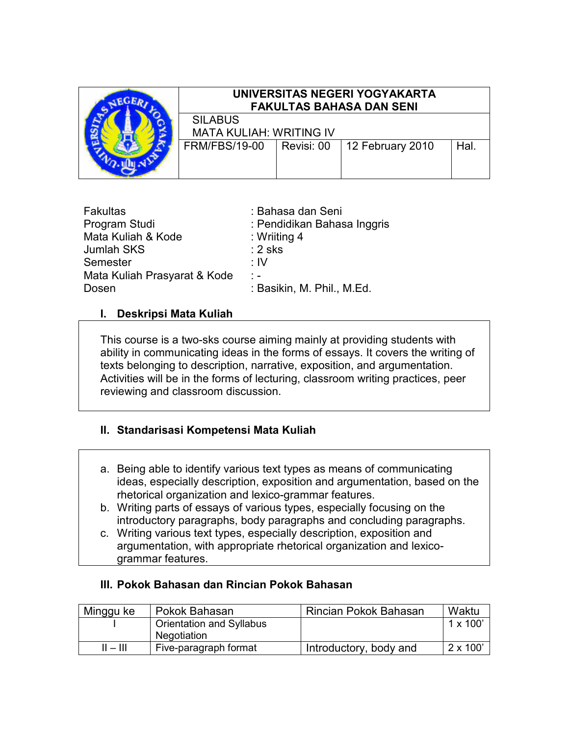| | UNIVERSITAS NEGERI YOGYAKARTA<br>FAKULTAS BAHASA DAN SENI | | | |
|---|---|---|---|---|
| | SILABUS<br>MATA KULIAH: WRITING IV | | | |
| | FRM/FBS/19-00 | Revisi: 00 | 12 February 2010 | Hal. |

| | |
|---|---|
| Fakultas | : Bahasa dan Seni |
| Program Studi | : Pendidikan Bahasa Inggris |
| Mata Kuliah & Kode | : Wriiting 4 |
| Jumlah SKS | : 2 sks |
| Semester | : IV |
| Mata Kuliah Prasyarat & Kode | : - |
| Dosen | : Basikin, M. Phil., M.Ed. |

## I. Deskripsi Mata Kuliah

This course is a two-sks course aiming mainly at providing students with ability in communicating ideas in the forms of essays. It covers the writing of texts belonging to description, narrative, exposition, and argumentation. Activities will be in the forms of lecturing, classroom writing practices, peer reviewing and classroom discussion.

## II. Standarisasi Kompetensi Mata Kuliah

a. Being able to identify various text types as means of communicating ideas, especially description, exposition and argumentation, based on the rhetorical organization and lexico-grammar features.
b. Writing parts of essays of various types, especially focusing on the introductory paragraphs, body paragraphs and concluding paragraphs.
c. Writing various text types, especially description, exposition and argumentation, with appropriate rhetorical organization and lexico-grammar features.

## III. Pokok Bahasan dan Rincian Pokok Bahasan

| Minggu ke | Pokok Bahasan | Rincian Pokok Bahasan | Waktu |
|---|---|---|---|
| I | Orientation and Syllabus Negotiation | | 1 x 100’ |
| II – III | Five-paragraph format | Introductory, body and | 2 x 100’ |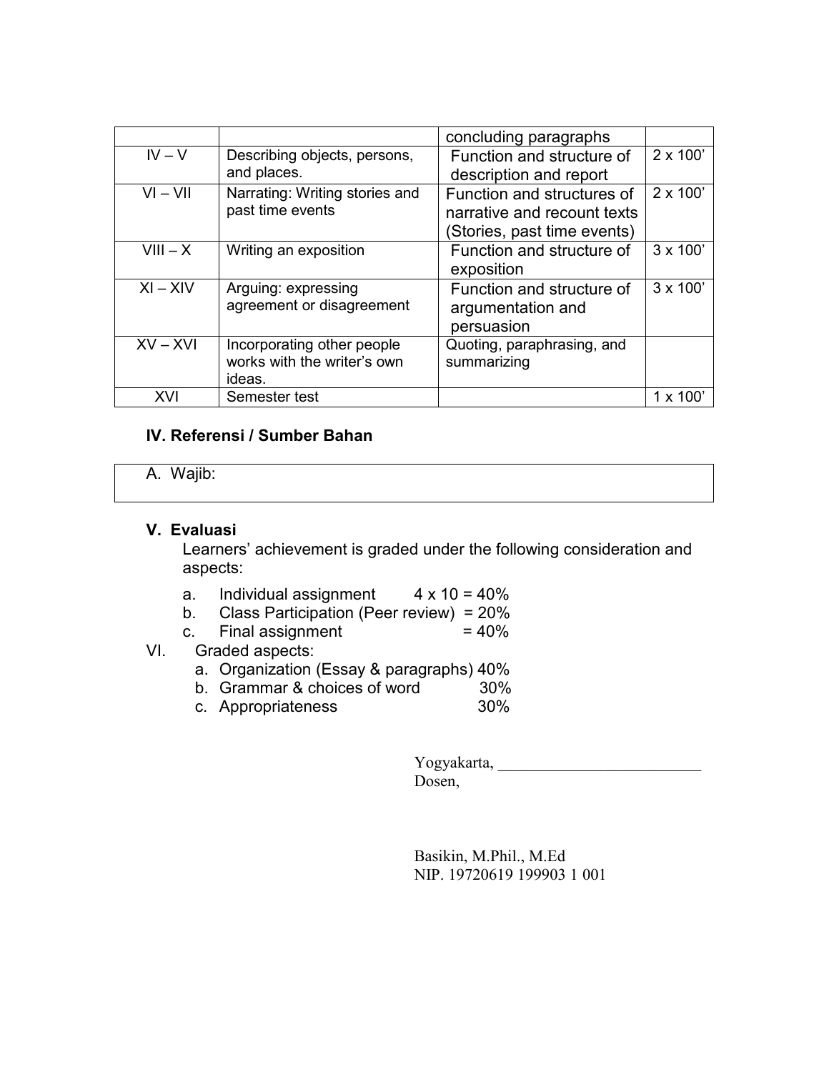| | | | |
|---|---|---|---|
| | | concluding paragraphs | |
| IV – V | Describing objects, persons, and places. | Function and structure of description and report | 2 x 100’ |
| VI – VII | Narrating: Writing stories and past time events | Function and structures of narrative and recount texts (Stories, past time events) | 2 x 100’ |
| VIII – X | Writing an exposition | Function and structure of exposition | 3 x 100’ |
| XI – XIV | Arguing: expressing agreement or disagreement | Function and structure of argumentation and persuasion | 3 x 100’ |
| XV – XVI | Incorporating other people works with the writer’s own ideas. | Quoting, paraphrasing, and summarizing | |
| XVI | Semester test | | 1 x 100’ |

### IV. Referensi / Sumber Bahan

A. Wajib:

### V. Evaluasi

Learners’ achievement is graded under the following consideration and aspects:

a. Individual assignment 4 x 10 = 40%
b. Class Participation (Peer review) = 20%
c. Final assignment = 40%

VI. Graded aspects:

a. Organization (Essay & paragraphs) 40%
b. Grammar & choices of word 30%
c. Appropriateness 30%

Yogyakarta, _________________________
Dosen,

Basikin, M.Phil., M.Ed
NIP. 19720619 199903 1 001